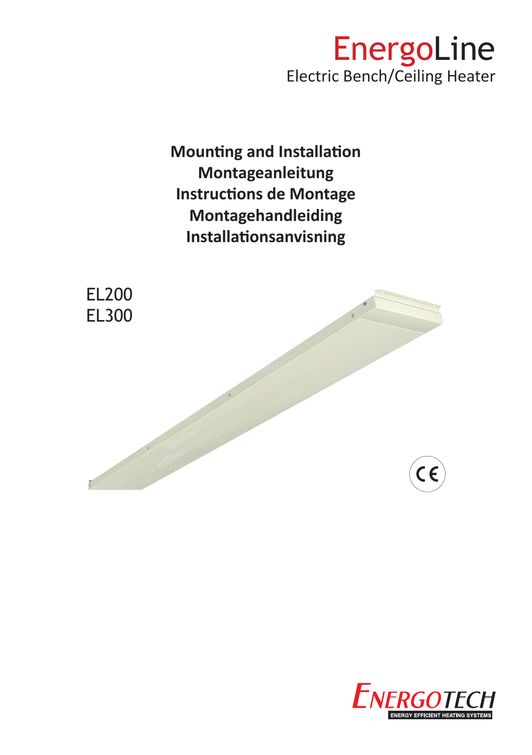# EnergoLine

Electric Bench/Ceiling Heater

**Mounting and Installation**
**Montageanleitung**
**Instructions de Montage**
**Montagehandleiding**
**Installationsanvisning**

EL200
EL300

ENERGOTECH
ENERGY EFFICIENT HEATING SYSTEMS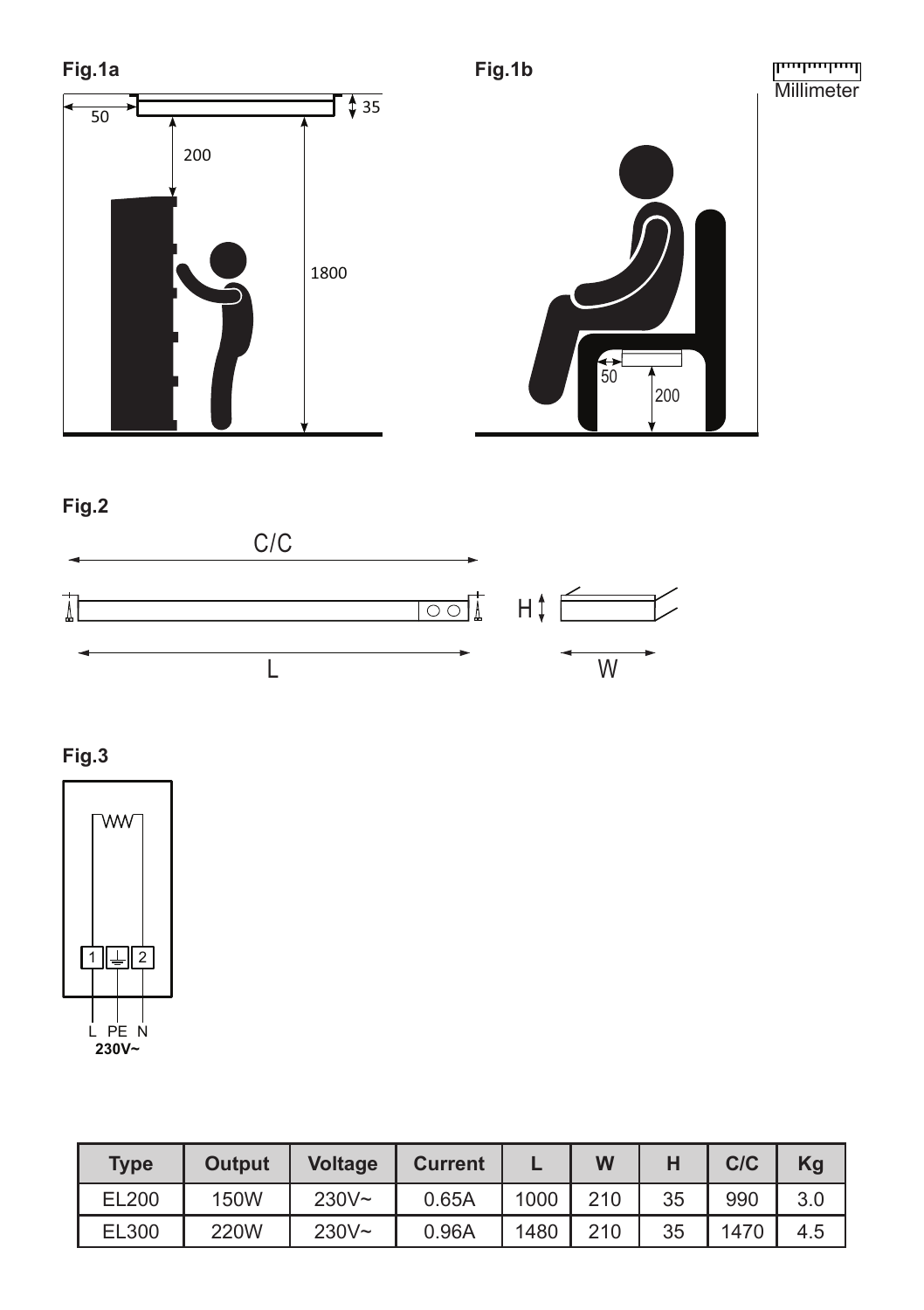**Fig.1a**

50 | 35 | 200 | 1800

**Fig.1b**

Millimeter

50 | 200

**Fig.2**

C/C

L

H

W

**Fig.3**

1 | ⏚ | 2

L PE N
**230V~**

| Type | Output | Voltage | Current | L | W | H | C/C | Kg |
|---|---|---|---|---|---|---|---|---|
| EL200 | 150W | 230V~ | 0.65A | 1000 | 210 | 35 | 990 | 3.0 |
| EL300 | 220W | 230V~ | 0.96A | 1480 | 210 | 35 | 1470 | 4.5 |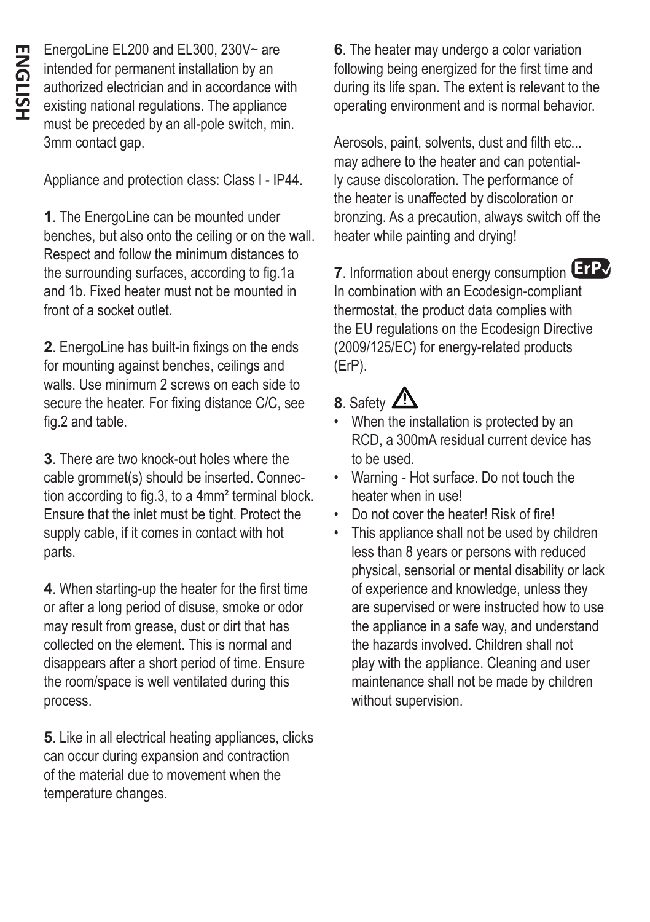# ENGLISH

EnergoLine EL200 and EL300, 230V~ are intended for permanent installation by an authorized electrician and in accordance with existing national regulations. The appliance must be preceded by an all-pole switch, min. 3mm contact gap.

Appliance and protection class: Class I - IP44.

**1**. The EnergoLine can be mounted under benches, but also onto the ceiling or on the wall. Respect and follow the minimum distances to the surrounding surfaces, according to fig.1a and 1b. Fixed heater must not be mounted in front of a socket outlet.

**2**. EnergoLine has built-in fixings on the ends for mounting against benches, ceilings and walls. Use minimum 2 screws on each side to secure the heater. For fixing distance C/C, see fig.2 and table.

**3**. There are two knock-out holes where the cable grommet(s) should be inserted. Connection according to fig.3, to a 4mm² terminal block. Ensure that the inlet must be tight. Protect the supply cable, if it comes in contact with hot parts.

**4**. When starting-up the heater for the first time or after a long period of disuse, smoke or odor may result from grease, dust or dirt that has collected on the element. This is normal and disappears after a short period of time. Ensure the room/space is well ventilated during this process.

**5**. Like in all electrical heating appliances, clicks can occur during expansion and contraction of the material due to movement when the temperature changes.

**6**. The heater may undergo a color variation following being energized for the first time and during its life span. The extent is relevant to the operating environment and is normal behavior.

Aerosols, paint, solvents, dust and filth etc... may adhere to the heater and can potentially cause discoloration. The performance of the heater is unaffected by discoloration or bronzing. As a precaution, always switch off the heater while painting and drying!

**7**. Information about energy consumption ErP
In combination with an Ecodesign-compliant thermostat, the product data complies with the EU regulations on the Ecodesign Directive (2009/125/EC) for energy-related products (ErP).

**8**. Safety ⚠

- When the installation is protected by an RCD, a 300mA residual current device has to be used.
- Warning - Hot surface. Do not touch the heater when in use!
- Do not cover the heater! Risk of fire!
- This appliance shall not be used by children less than 8 years or persons with reduced physical, sensorial or mental disability or lack of experience and knowledge, unless they are supervised or were instructed how to use the appliance in a safe way, and understand the hazards involved. Children shall not play with the appliance. Cleaning and user maintenance shall not be made by children without supervision.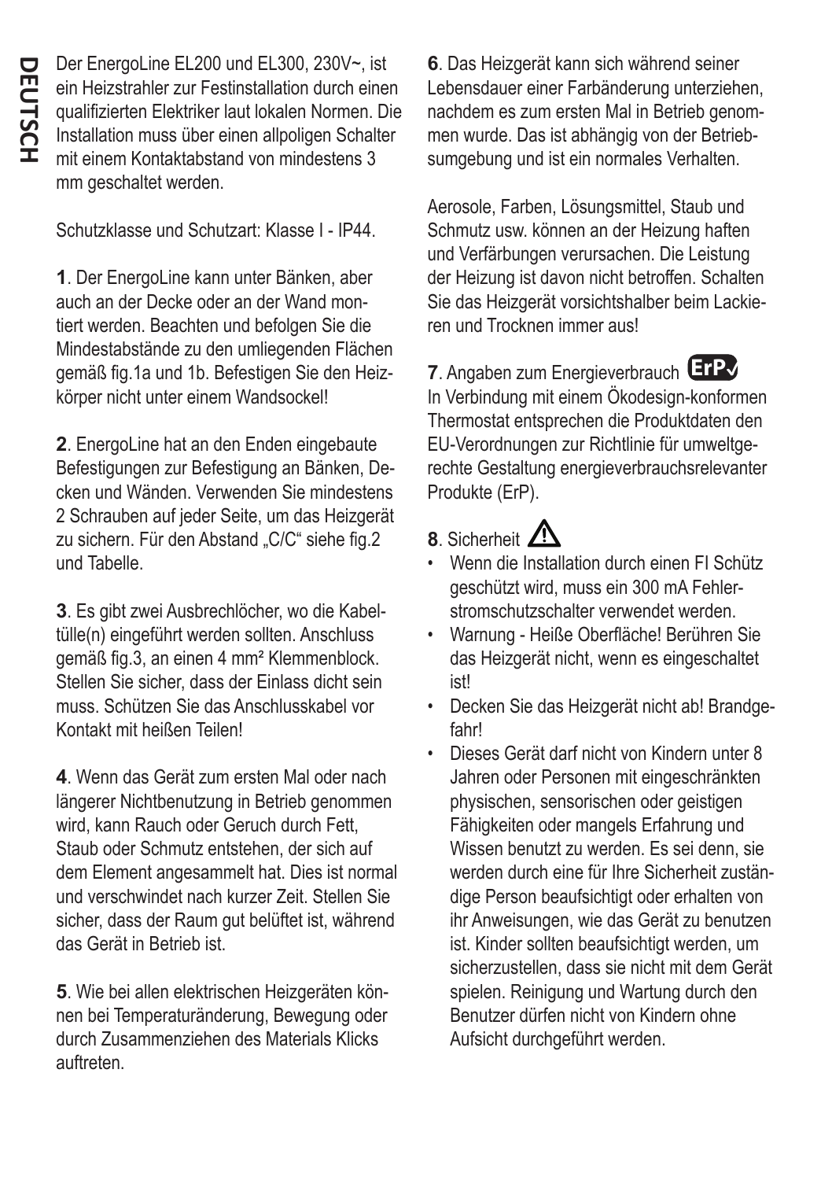# DEUTSCH

Der EnergoLine EL200 und EL300, 230V~, ist ein Heizstrahler zur Festinstallation durch einen qualifizierten Elektriker laut lokalen Normen. Die Installation muss über einen allpoligen Schalter mit einem Kontaktabstand von mindestens 3 mm geschaltet werden.

Schutzklasse und Schutzart: Klasse I - IP44.

**1**. Der EnergoLine kann unter Bänken, aber auch an der Decke oder an der Wand montiert werden. Beachten und befolgen Sie die Mindestabstände zu den umliegenden Flächen gemäß fig.1a und 1b. Befestigen Sie den Heizkörper nicht unter einem Wandsockel!

**2**. EnergoLine hat an den Enden eingebaute Befestigungen zur Befestigung an Bänken, Decken und Wänden. Verwenden Sie mindestens 2 Schrauben auf jeder Seite, um das Heizgerät zu sichern. Für den Abstand „C/C" siehe fig.2 und Tabelle.

**3**. Es gibt zwei Ausbrechlöcher, wo die Kabeltülle(n) eingeführt werden sollten. Anschluss gemäß fig.3, an einen 4 mm² Klemmenblock. Stellen Sie sicher, dass der Einlass dicht sein muss. Schützen Sie das Anschlusskabel vor Kontakt mit heißen Teilen!

**4**. Wenn das Gerät zum ersten Mal oder nach längerer Nichtbenutzung in Betrieb genommen wird, kann Rauch oder Geruch durch Fett, Staub oder Schmutz entstehen, der sich auf dem Element angesammelt hat. Dies ist normal und verschwindet nach kurzer Zeit. Stellen Sie sicher, dass der Raum gut belüftet ist, während das Gerät in Betrieb ist.

**5**. Wie bei allen elektrischen Heizgeräten können bei Temperaturänderung, Bewegung oder durch Zusammenziehen des Materials Klicks auftreten.

**6**. Das Heizgerät kann sich während seiner Lebensdauer einer Farbänderung unterziehen, nachdem es zum ersten Mal in Betrieb genommen wurde. Das ist abhängig von der Betriebsumgebung und ist ein normales Verhalten.

Aerosole, Farben, Lösungsmittel, Staub und Schmutz usw. können an der Heizung haften und Verfärbungen verursachen. Die Leistung der Heizung ist davon nicht betroffen. Schalten Sie das Heizgerät vorsichtshalber beim Lackieren und Trocknen immer aus!

**7**. Angaben zum Energieverbrauch ErP✓
In Verbindung mit einem Ökodesign-konformen Thermostat entsprechen die Produktdaten den EU-Verordnungen zur Richtlinie für umweltgerechte Gestaltung energieverbrauchsrelevanter Produkte (ErP).

**8**. Sicherheit ⚠

- Wenn die Installation durch einen FI Schütz geschützt wird, muss ein 300 mA Fehlerstromschutzschalter verwendet werden.
- Warnung - Heiße Oberfläche! Berühren Sie das Heizgerät nicht, wenn es eingeschaltet ist!
- Decken Sie das Heizgerät nicht ab! Brandgefahr!
- Dieses Gerät darf nicht von Kindern unter 8 Jahren oder Personen mit eingeschränkten physischen, sensorischen oder geistigen Fähigkeiten oder mangels Erfahrung und Wissen benutzt zu werden. Es sei denn, sie werden durch eine für Ihre Sicherheit zuständige Person beaufsichtigt oder erhalten von ihr Anweisungen, wie das Gerät zu benutzen ist. Kinder sollten beaufsichtigt werden, um sicherzustellen, dass sie nicht mit dem Gerät spielen. Reinigung und Wartung durch den Benutzer dürfen nicht von Kindern ohne Aufsicht durchgeführt werden.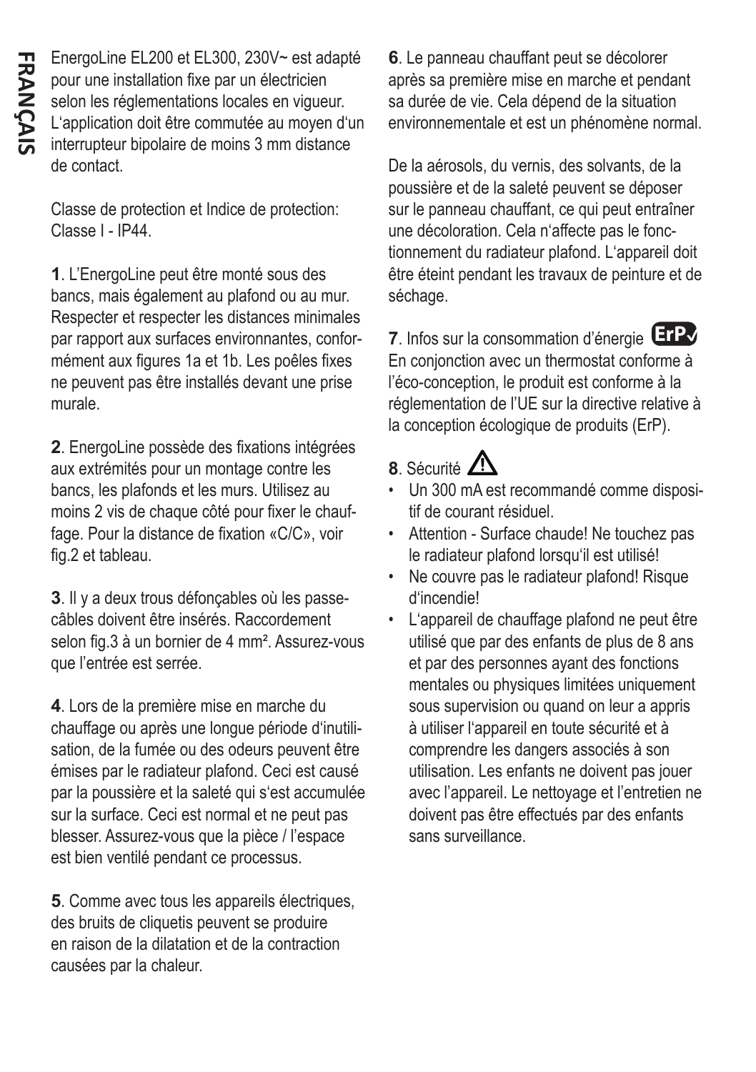EnergoLine EL200 et EL300, 230V~ est adapté pour une installation fixe par un électricien selon les réglementations locales en vigueur. L'application doit être commutée au moyen d'un interrupteur bipolaire de moins 3 mm distance de contact.

Classe de protection et Indice de protection: Classe I - IP44.

**1**. L'EnergoLine peut être monté sous des bancs, mais également au plafond ou au mur. Respecter et respecter les distances minimales par rapport aux surfaces environnantes, conformément aux figures 1a et 1b. Les poêles fixes ne peuvent pas être installés devant une prise murale.

**2**. EnergoLine possède des fixations intégrées aux extrémités pour un montage contre les bancs, les plafonds et les murs. Utilisez au moins 2 vis de chaque côté pour fixer le chauffage. Pour la distance de fixation «C/C», voir fig.2 et tableau.

**3**. Il y a deux trous défonçables où les passe-câbles doivent être insérés. Raccordement selon fig.3 à un bornier de 4 mm². Assurez-vous que l'entrée est serrée.

**4**. Lors de la première mise en marche du chauffage ou après une longue période d'inutilisation, de la fumée ou des odeurs peuvent être émises par le radiateur plafond. Ceci est causé par la poussière et la saleté qui s'est accumulée sur la surface. Ceci est normal et ne peut pas blesser. Assurez-vous que la pièce / l'espace est bien ventilé pendant ce processus.

**5**. Comme avec tous les appareils électriques, des bruits de cliquetis peuvent se produire en raison de la dilatation et de la contraction causées par la chaleur.

**6**. Le panneau chauffant peut se décolorer après sa première mise en marche et pendant sa durée de vie. Cela dépend de la situation environnementale et est un phénomène normal.

De la aérosols, du vernis, des solvants, de la poussière et de la saleté peuvent se déposer sur le panneau chauffant, ce qui peut entraîner une décoloration. Cela n'affecte pas le fonctionnement du radiateur plafond. L'appareil doit être éteint pendant les travaux de peinture et de séchage.

**7**. Infos sur la consommation d'énergie ErP
En conjonction avec un thermostat conforme à l'éco-conception, le produit est conforme à la réglementation de l'UE sur la directive relative à la conception écologique de produits (ErP).

**8**. Sécurité ⚠

- Un 300 mA est recommandé comme dispositif de courant résiduel.
- Attention - Surface chaude! Ne touchez pas le radiateur plafond lorsqu'il est utilisé!
- Ne couvre pas le radiateur plafond! Risque d'incendie!
- L'appareil de chauffage plafond ne peut être utilisé que par des enfants de plus de 8 ans et par des personnes ayant des fonctions mentales ou physiques limitées uniquement sous supervision ou quand on leur a appris à utiliser l'appareil en toute sécurité et à comprendre les dangers associés à son utilisation. Les enfants ne doivent pas jouer avec l'appareil. Le nettoyage et l'entretien ne doivent pas être effectués par des enfants sans surveillance.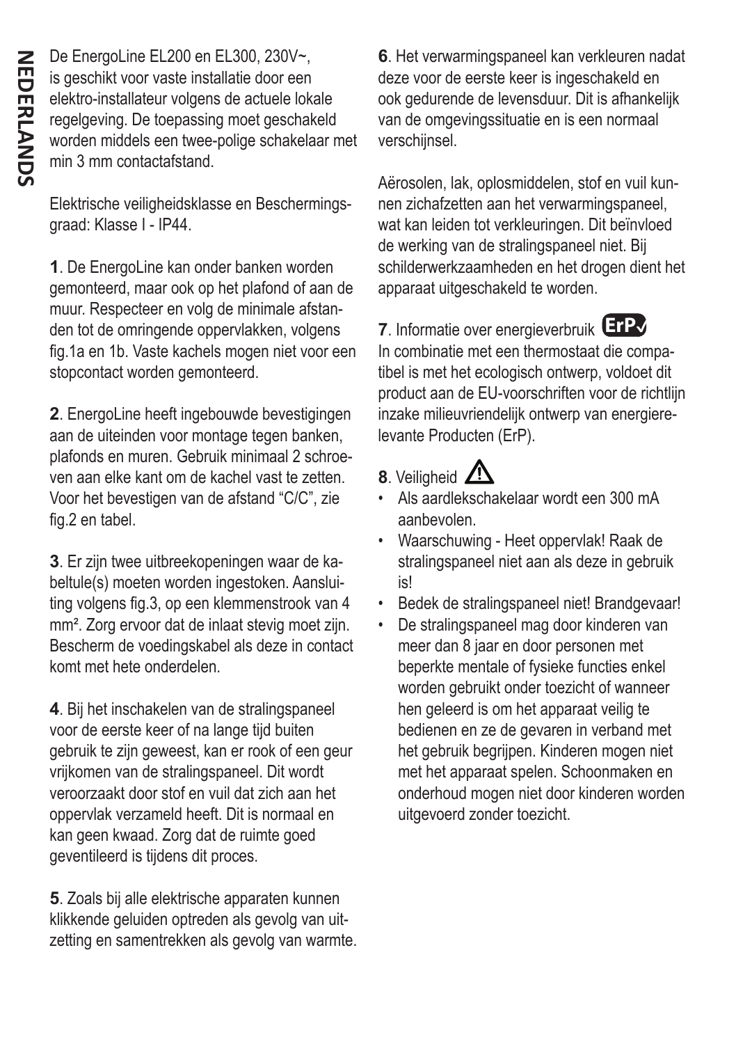# NEDERLANDS

De EnergoLine EL200 en EL300, 230V~, is geschikt voor vaste installatie door een elektro-installateur volgens de actuele lokale regelgeving. De toepassing moet geschakeld worden middels een twee-polige schakelaar met min 3 mm contactafstand.

Elektrische veiligheidsklasse en Beschermingsgraad: Klasse I - IP44.

**1**. De EnergoLine kan onder banken worden gemonteerd, maar ook op het plafond of aan de muur. Respecteer en volg de minimale afstanden tot de omringende oppervlakken, volgens fig.1a en 1b. Vaste kachels mogen niet voor een stopcontact worden gemonteerd.

**2**. EnergoLine heeft ingebouwde bevestigingen aan de uiteinden voor montage tegen banken, plafonds en muren. Gebruik minimaal 2 schroeven aan elke kant om de kachel vast te zetten. Voor het bevestigen van de afstand "C/C", zie fig.2 en tabel.

**3**. Er zijn twee uitbreekopeningen waar de kabeltule(s) moeten worden ingestoken. Aansluiting volgens fig.3, op een klemmenstrook van 4 mm². Zorg ervoor dat de inlaat stevig moet zijn. Bescherm de voedingskabel als deze in contact komt met hete onderdelen.

**4**. Bij het inschakelen van de stralingspaneel voor de eerste keer of na lange tijd buiten gebruik te zijn geweest, kan er rook of een geur vrijkomen van de stralingspaneel. Dit wordt veroorzaakt door stof en vuil dat zich aan het oppervlak verzameld heeft. Dit is normaal en kan geen kwaad. Zorg dat de ruimte goed geventileerd is tijdens dit proces.

**5**. Zoals bij alle elektrische apparaten kunnen klikkende geluiden optreden als gevolg van uitzetting en samentrekken als gevolg van warmte.

**6**. Het verwarmingspaneel kan verkleuren nadat deze voor de eerste keer is ingeschakeld en ook gedurende de levensduur. Dit is afhankelijk van de omgevingssituatie en is een normaal verschijnsel.

Aërosolen, lak, oplosmiddelen, stof en vuil kunnen zichafzetten aan het verwarmingspaneel, wat kan leiden tot verkleuringen. Dit beïnvloed de werking van de stralingspaneel niet. Bij schilderwerkzaamheden en het drogen dient het apparaat uitgeschakeld te worden.

**7**. Informatie over energieverbruik ErP✓

In combinatie met een thermostaat die compatibel is met het ecologisch ontwerp, voldoet dit product aan de EU-voorschriften voor de richtlijn inzake milieuvriendelijk ontwerp van energierelevante Producten (ErP).

**8**. Veiligheid ⚠

- Als aardlekschakelaar wordt een 300 mA aanbevolen.
- Waarschuwing - Heet oppervlak! Raak de stralingspaneel niet aan als deze in gebruik is!
- Bedek de stralingspaneel niet! Brandgevaar!
- De stralingspaneel mag door kinderen van meer dan 8 jaar en door personen met beperkte mentale of fysieke functies enkel worden gebruikt onder toezicht of wanneer hen geleerd is om het apparaat veilig te bedienen en ze de gevaren in verband met het gebruik begrijpen. Kinderen mogen niet met het apparaat spelen. Schoonmaken en onderhoud mogen niet door kinderen worden uitgevoerd zonder toezicht.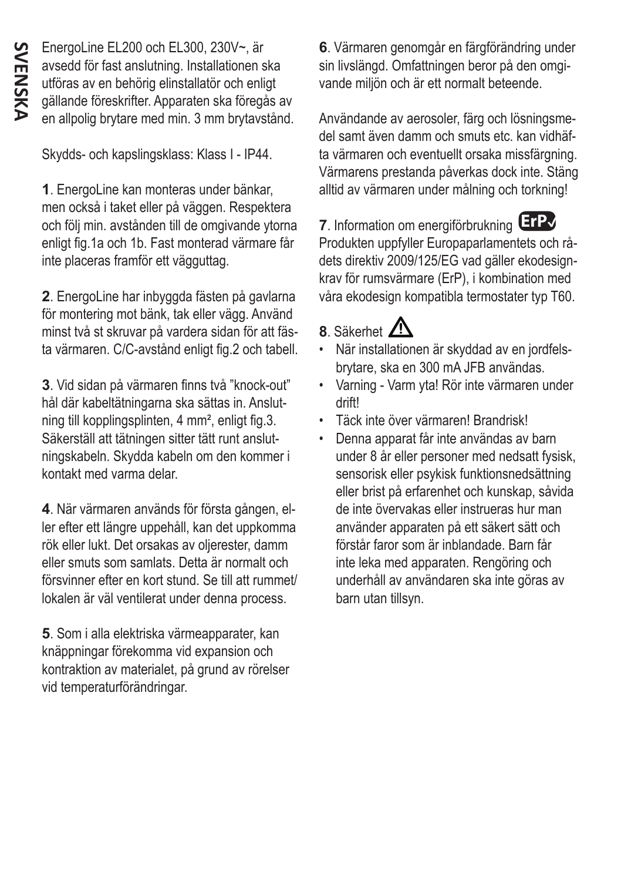SVENSKA

EnergoLine EL200 och EL300, 230V~, är avsedd för fast anslutning. Installationen ska utföras av en behörig elinstallatör och enligt gällande föreskrifter. Apparaten ska föregås av en allpolig brytare med min. 3 mm brytavstånd.

Skydds- och kapslingsklass: Klass I - IP44.

**1**. EnergoLine kan monteras under bänkar, men också i taket eller på väggen. Respektera och följ min. avstånden till de omgivande ytorna enligt fig.1a och 1b. Fast monterad värmare får inte placeras framför ett vägguttag.

**2**. EnergoLine har inbyggda fästen på gavlarna för montering mot bänk, tak eller vägg. Använd minst två st skruvar på vardera sidan för att fästa värmaren. C/C-avstånd enligt fig.2 och tabell.

**3**. Vid sidan på värmaren finns två "knock-out" hål där kabeltätningarna ska sättas in. Anslutning till kopplingsplinten, 4 mm², enligt fig.3. Säkerställ att tätningen sitter tätt runt anslutningskabeln. Skydda kabeln om den kommer i kontakt med varma delar.

**4**. När värmaren används för första gången, eller efter ett längre uppehåll, kan det uppkomma rök eller lukt. Det orsakas av oljerester, damm eller smuts som samlats. Detta är normalt och försvinner efter en kort stund. Se till att rummet/lokalen är väl ventilerat under denna process.

**5**. Som i alla elektriska värmeapparater, kan knäppningar förekomma vid expansion och kontraktion av materialet, på grund av rörelser vid temperaturförändringar.

**6**. Värmaren genomgår en färgförändring under sin livslängd. Omfattningen beror på den omgivande miljön och är ett normalt beteende.

Användande av aerosoler, färg och lösningsmedel samt även damm och smuts etc. kan vidhäfta värmaren och eventuellt orsaka missfärgning. Värmarens prestanda påverkas dock inte. Stäng alltid av värmaren under målning och torkning!

**7**. Information om energiförbrukning ErP✓

Produkten uppfyller Europaparlamentets och rådets direktiv 2009/125/EG vad gäller ekodesignkrav för rumsvärmare (ErP), i kombination med våra ekodesign kompatibla termostater typ T60.

**8**. Säkerhet ⚠

- När installationen är skyddad av en jordfelsbrytare, ska en 300 mA JFB användas.
- Varning - Varm yta! Rör inte värmaren under drift!
- Täck inte över värmaren! Brandrisk!
- Denna apparat får inte användas av barn under 8 år eller personer med nedsatt fysisk, sensorisk eller psykisk funktionsnedsättning eller brist på erfarenhet och kunskap, såvida de inte övervakas eller instrueras hur man använder apparaten på ett säkert sätt och förstår faror som är inblandade. Barn får inte leka med apparaten. Rengöring och underhåll av användaren ska inte göras av barn utan tillsyn.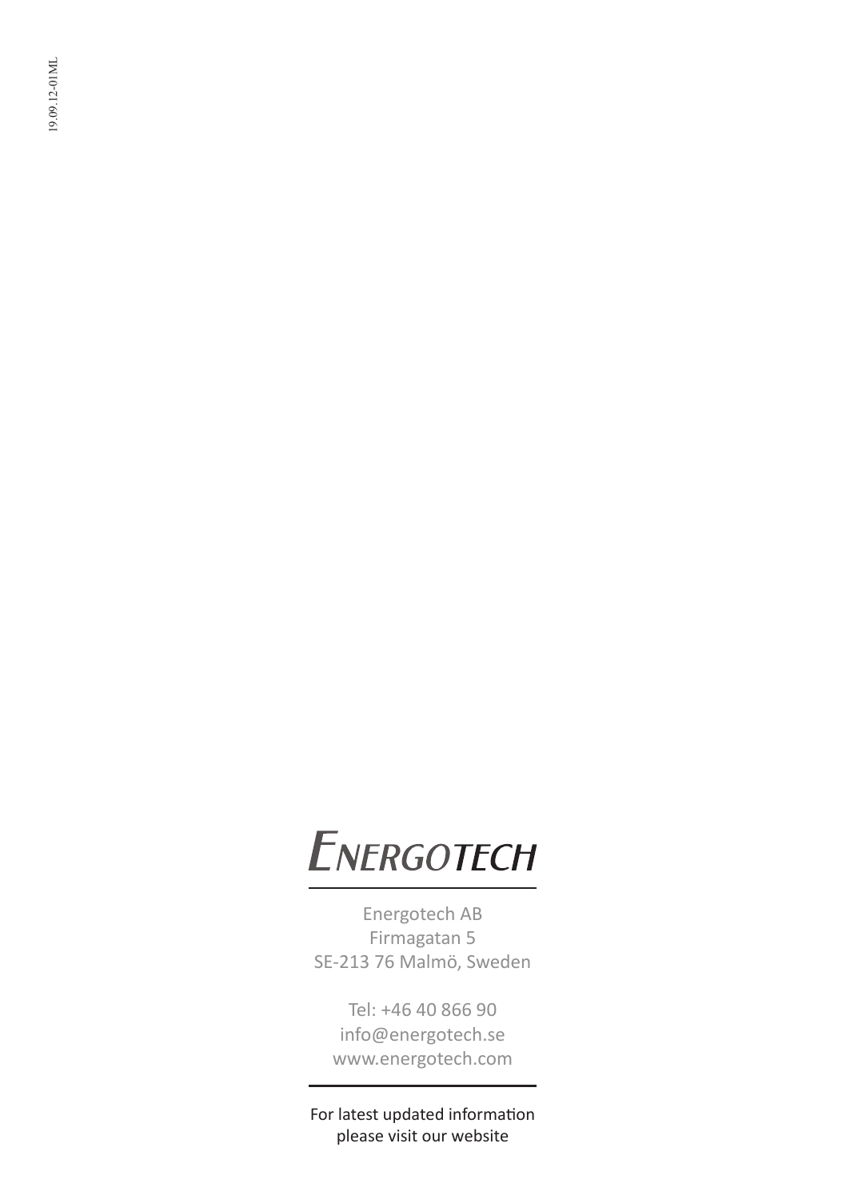19.09.12-01ML

# ENERGOTECH

Energotech AB
Firmagatan 5
SE-213 76 Malmö, Sweden

Tel: +46 40 866 90
info@energotech.se
www.energotech.com

For latest updated information
please visit our website